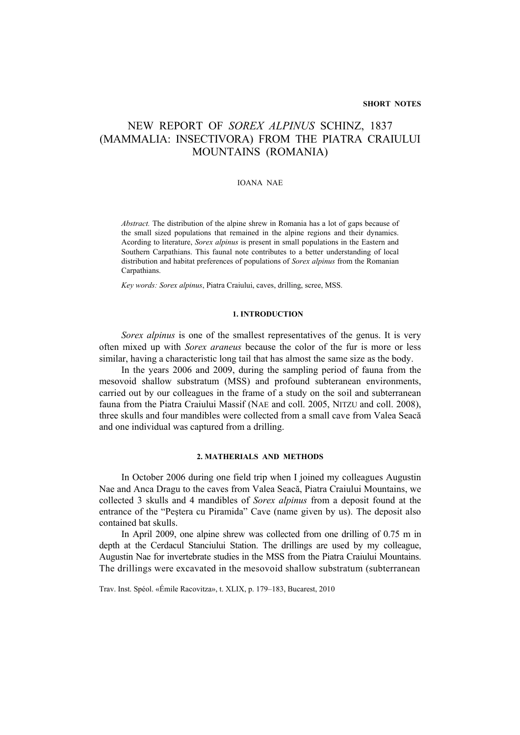**SHORT NOTES**

# NEW REPORT OF *SOREX ALPINUS* SCHINZ, 1837 (MAMMALIA: INSECTIVORA) FROM THE PIATRA CRAIULUI MOUNTAINS (ROMANIA)

IOANA NAE

*Abstract.* The distribution of the alpine shrew in Romania has a lot of gaps because of the small sized populations that remained in the alpine regions and their dynamics. Acording to literature, *Sorex alpinus* is present in small populations in the Eastern and Southern Carpathians. This faunal note contributes to a better understanding of local distribution and habitat preferences of populations of *Sorex alpinus* from the Romanian Carpathians.

*Key words: Sorex alpinus*, Piatra Craiului, caves, drilling, scree, MSS.

## 1. INTRODUCTION

*Sorex alpinus* is one of the smallest representatives of the genus. It is very often mixed up with *Sorex araneus* because the color of the fur is more or less similar, having a characteristic long tail that has almost the same size as the body.

In the years 2006 and 2009, during the sampling period of fauna from the mesovoid shallow substratum (MSS) and profound subteranean environments, carried out by our colleagues in the frame of a study on the soil and subterranean fauna from the Piatra Craiului Massif (NAE and coll. 2005, NITZU and coll. 2008), three skulls and four mandibles were collected from a small cave from Valea Seacă and one individual was captured from a drilling.

## 2. MATHERIALS AND METHODS

In October 2006 during one field trip when I joined my colleagues Augustin Nae and Anca Dragu to the caves from Valea Seacă, Piatra Craiului Mountains, we collected 3 skulls and 4 mandibles of *Sorex alpinus* from a deposit found at the entrance of the "Peştera cu Piramida" Cave (name given by us). The deposit also contained bat skulls.

In April 2009, one alpine shrew was collected from one drilling of 0.75 m in depth at the Cerdacul Stanciului Station. The drillings are used by my colleague, Augustin Nae for invertebrate studies in the MSS from the Piatra Craiului Mountains. The drillings were excavated in the mesovoid shallow substratum (subterranean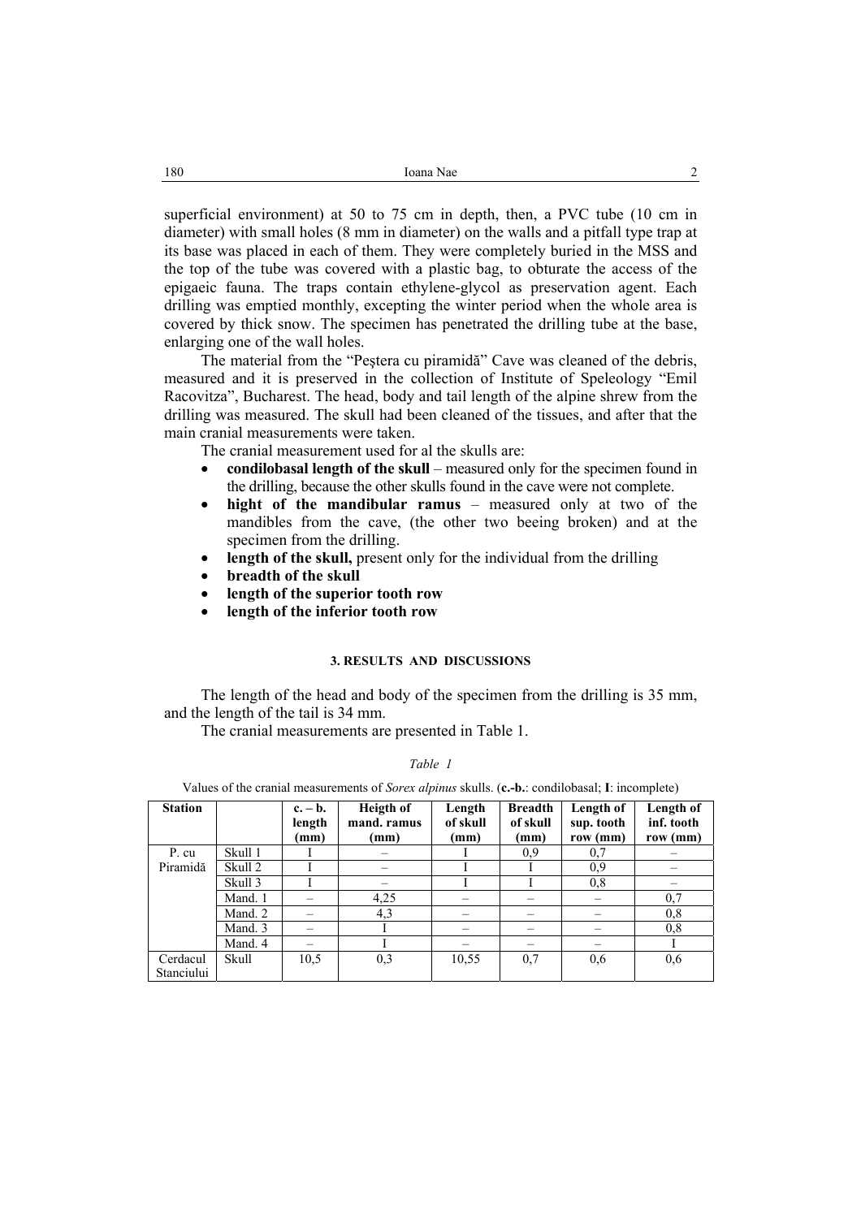superficial environment) at 50 to 75 cm in depth, then, a PVC tube (10 cm in diameter) with small holes (8 mm in diameter) on the walls and a pitfall type trap at its base was placed in each of them. They were completely buried in the MSS and the top of the tube was covered with a plastic bag, to obturate the access of the epigaeic fauna. The traps contain ethylene-glycol as preservation agent. Each drilling was emptied monthly, excepting the winter period when the whole area is covered by thick snow. The specimen has penetrated the drilling tube at the base, enlarging one of the wall holes.

The material from the "Peștera cu piramidă" Cave was cleaned of the debris, measured and it is preserved in the collection of Institute of Speleology "Emil Racovitza", Bucharest. The head, body and tail length of the alpine shrew from the drilling was measured. The skull had been cleaned of the tissues, and after that the main cranial measurements were taken.

The cranial measurement used for al the skulls are:

- **condilobasal length of the skull** – measured only for the specimen found in the drilling, because the other skulls found in the cave were not complete.
- **hight of the mandibular ramus** – measured only at two of the mandibles from the cave, (the other two beeing broken) and at the specimen from the drilling.
- **length of the skull,** present only for the individual from the drilling
- **breadth of the skull**
- **length of the superior tooth row**
- **length of the inferior tooth row**

### 3. RESULTS AND DISCUSSIONS

The length of the head and body of the specimen from the drilling is 35 mm, and the length of the tail is 34 mm.

The cranial measurements are presented in Table 1.

*Table 1*

Values of the cranial measurements of *Sorex alpinus* skulls. (**c.-b.**: condilobasal; **I**: incomplete)

| Station | | c. – b. length (mm) | Heigth of mand. ramus (mm) | Length of skull (mm) | Breadth of skull (mm) | Length of sup. tooth row (mm) | Length of inf. tooth row (mm) |
|---|---|---|---|---|---|---|---|
| P. cu Piramidă | Skull 1 | I | – | I | 0,9 | 0,7 | – |
| | Skull 2 | I | – | I | I | 0,9 | – |
| | Skull 3 | I | – | I | I | 0,8 | – |
| | Mand. 1 | – | 4,25 | – | – | – | 0,7 |
| | Mand. 2 | – | 4,3 | – | – | – | 0,8 |
| | Mand. 3 | – | I | – | – | – | 0,8 |
| | Mand. 4 | – | I | – | – | – | I |
| Cerdacul Stanciului | Skull | 10,5 | 0,3 | 10,55 | 0,7 | 0,6 | 0,6 |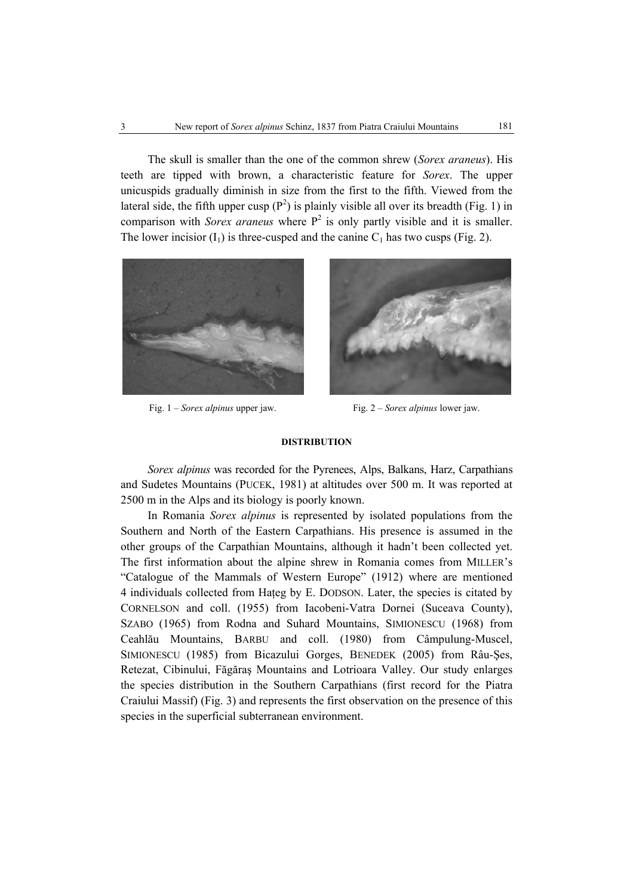The skull is smaller than the one of the common shrew (*Sorex araneus*). His teeth are tipped with brown, a characteristic feature for *Sorex*. The upper unicuspids gradually diminish in size from the first to the fifth. Viewed from the lateral side, the fifth upper cusp ($P^2$) is plainly visible all over its breadth (Fig. 1) in comparison with *Sorex araneus* where $P^2$ is only partly visible and it is smaller. The lower incisior ($I_1$) is three-cusped and the canine $C_1$ has two cusps (Fig. 2).

Fig. 1 – *Sorex alpinus* upper jaw.

Fig. 2 – *Sorex alpinus* lower jaw.

#### DISTRIBUTION

*Sorex alpinus* was recorded for the Pyrenees, Alps, Balkans, Harz, Carpathians and Sudetes Mountains (PUCEK, 1981) at altitudes over 500 m. It was reported at 2500 m in the Alps and its biology is poorly known.

In Romania *Sorex alpinus* is represented by isolated populations from the Southern and North of the Eastern Carpathians. His presence is assumed in the other groups of the Carpathian Mountains, although it hadn't been collected yet. The first information about the alpine shrew in Romania comes from MILLER's "Catalogue of the Mammals of Western Europe" (1912) where are mentioned 4 individuals collected from Hațeg by E. DODSON. Later, the species is citated by CORNELSON and coll. (1955) from Iacobeni-Vatra Dornei (Suceava County), SZABO (1965) from Rodna and Suhard Mountains, SIMIONESCU (1968) from Ceahlău Mountains, BARBU and coll. (1980) from Câmpulung-Muscel, SIMIONESCU (1985) from Bicazului Gorges, BENEDEK (2005) from Râu-Șes, Retezat, Cibinului, Făgăraș Mountains and Lotrioara Valley. Our study enlarges the species distribution in the Southern Carpathians (first record for the Piatra Craiului Massif) (Fig. 3) and represents the first observation on the presence of this species in the superficial subterranean environment.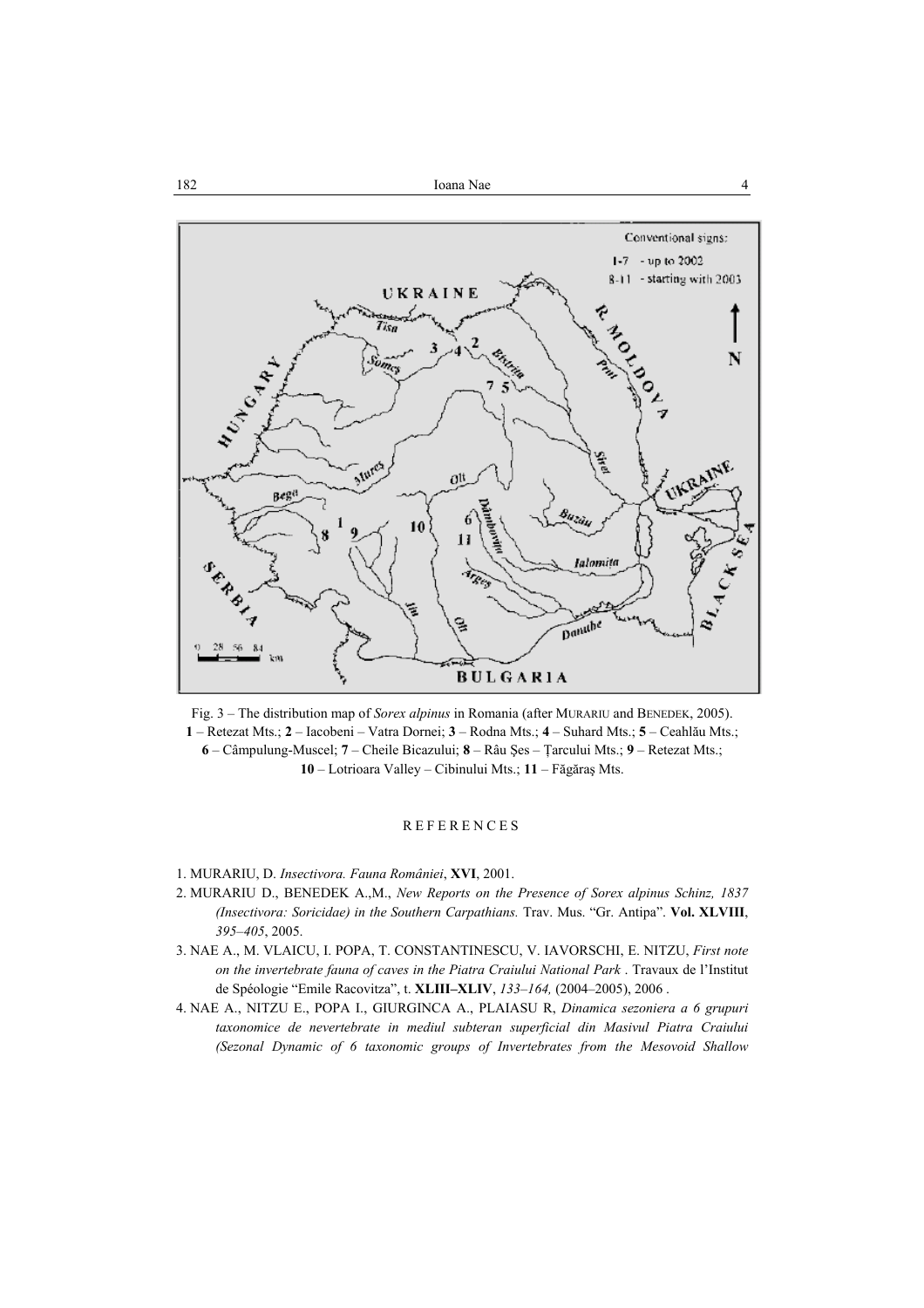Fig. 3 – The distribution map of *Sorex alpinus* in Romania (after MURARIU and BENEDEK, 2005). **1** – Retezat Mts.; **2** – Iacobeni – Vatra Dornei; **3** – Rodna Mts.; **4** – Suhard Mts.; **5** – Ceahlău Mts.; **6** – Câmpulung-Muscel; **7** – Cheile Bicazului; **8** – Râu Şes – Ţarcului Mts.; **9** – Retezat Mts.; **10** – Lotrioara Valley – Cibinului Mts.; **11** – Făgăraş Mts.

## REFERENCES

1. MURARIU, D. *Insectivora. Fauna României*, **XVI**, 2001.
2. MURARIU D., BENEDEK A.,M., *New Reports on the Presence of Sorex alpinus Schinz, 1837 (Insectivora: Soricidae) in the Southern Carpathians.* Trav. Mus. "Gr. Antipa". **Vol. XLVIII**, *395–405*, 2005.
3. NAE A., M. VLAICU, I. POPA, T. CONSTANTINESCU, V. IAVORSCHI, E. NITZU, *First note on the invertebrate fauna of caves in the Piatra Craiului National Park* . Travaux de l'Institut de Spéologie "Emile Racovitza", t. **XLIII–XLIV**, *133–164,* (2004–2005), 2006 .
4. NAE A., NITZU E., POPA I., GIURGINCA A., PLAIASU R, *Dinamica sezoniera a 6 grupuri taxonomice de nevertebrate in mediul subteran superficial din Masivul Piatra Craiului (Sezonal Dynamic of 6 taxonomic groups of Invertebrates from the Mesovoid Shallow*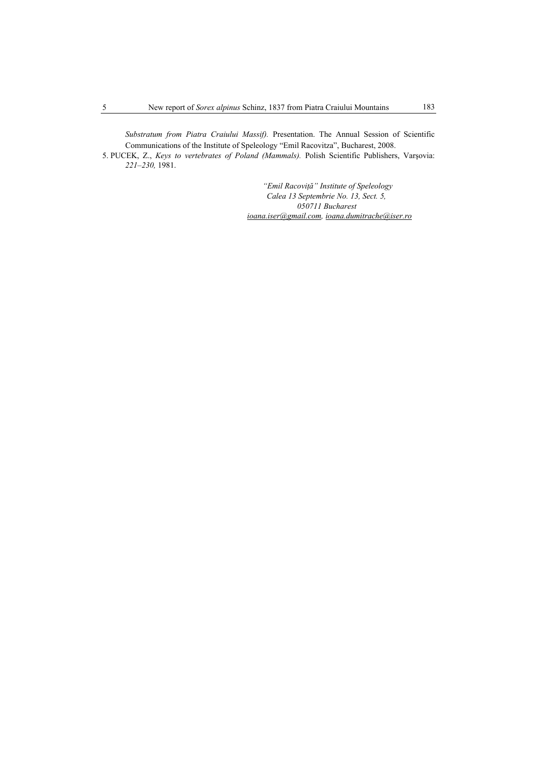*Substratum from Piatra Craiului Massif).* Presentation. The Annual Session of Scientific Communications of the Institute of Speleology "Emil Racovitza", Bucharest, 2008.

5. PUCEK, Z., *Keys to vertebrates of Poland (Mammals).* Polish Scientific Publishers, Varşovia: *221–230,* 1981.

*"Emil Racoviță" Institute of Speleology*
*Calea 13 Septembrie No. 13, Sect. 5,*
*050711 Bucharest*
*ioana.iser@gmail.com, ioana.dumitrache@iser.ro*